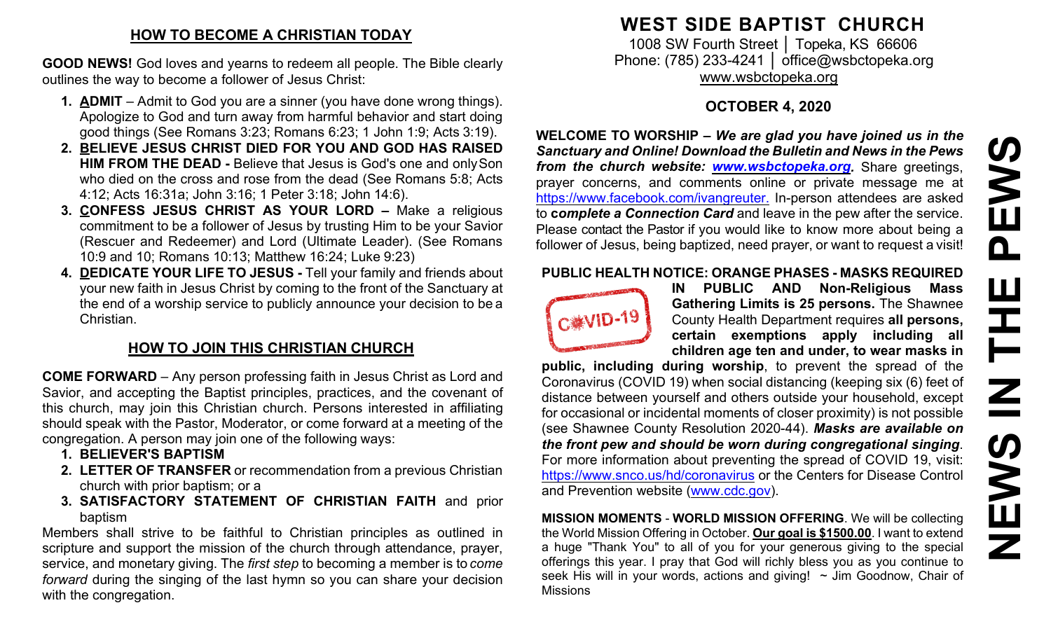## HOW TO BECOME A CHRISTIAN TODAY

**GOOD NEWS!** God loves and yearns to redeem all people. The Bible clearly outlines the way to become a follower of Jesus Christ:

1. **ADMIT** – Admit to God you are a sinner (you have done wrong things). Apologize to God and turn away from harmful behavior and start doing good things (See Romans 3:23; Romans 6:23; 1 John 1:9; Acts 3:19).
2. **BELIEVE JESUS CHRIST DIED FOR YOU AND GOD HAS RAISED HIM FROM THE DEAD -** Believe that Jesus is God's one and only Son who died on the cross and rose from the dead (See Romans 5:8; Acts 4:12; Acts 16:31a; John 3:16; 1 Peter 3:18; John 14:6).
3. **CONFESS JESUS CHRIST AS YOUR LORD –** Make a religious commitment to be a follower of Jesus by trusting Him to be your Savior (Rescuer and Redeemer) and Lord (Ultimate Leader). (See Romans 10:9 and 10; Romans 10:13; Matthew 16:24; Luke 9:23)
4. **DEDICATE YOUR LIFE TO JESUS -** Tell your family and friends about your new faith in Jesus Christ by coming to the front of the Sanctuary at the end of a worship service to publicly announce your decision to be a Christian.

## HOW TO JOIN THIS CHRISTIAN CHURCH

**COME FORWARD** – Any person professing faith in Jesus Christ as Lord and Savior, and accepting the Baptist principles, practices, and the covenant of this church, may join this Christian church. Persons interested in affiliating should speak with the Pastor, Moderator, or come forward at a meeting of the congregation. A person may join one of the following ways:

1. **BELIEVER'S BAPTISM**
2. **LETTER OF TRANSFER** or recommendation from a previous Christian church with prior baptism; or a
3. **SATISFACTORY STATEMENT OF CHRISTIAN FAITH** and prior baptism

Members shall strive to be faithful to Christian principles as outlined in scripture and support the mission of the church through attendance, prayer, service, and monetary giving. The *first step* to becoming a member is to *come forward* during the singing of the last hymn so you can share your decision with the congregation.

# WEST SIDE BAPTIST CHURCH

1008 SW Fourth Street │ Topeka, KS 66606
Phone: (785) 233-4241 │ office@wsbctopeka.org
www.wsbctopeka.org

### OCTOBER 4, 2020

**WELCOME TO WORSHIP –** ***We are glad you have joined us in the Sanctuary and Online! Download the Bulletin and News in the Pews from the church website: www.wsbctopeka.org.*** Share greetings, prayer concerns, and comments online or private message me at https://www.facebook.com/ivangreuter. In-person attendees are asked to ***complete a Connection Card*** and leave in the pew after the service. Please contact the Pastor if you would like to know more about being a follower of Jesus, being baptized, need prayer, or want to request a visit!

**PUBLIC HEALTH NOTICE: ORANGE PHASES - MASKS REQUIRED IN PUBLIC AND Non-Religious Mass Gathering Limits is 25 persons.** The Shawnee County Health Department requires **all persons, certain exemptions apply including all children age ten and under, to wear masks in public, including during worship**, to prevent the spread of the Coronavirus (COVID 19) when social distancing (keeping six (6) feet of distance between yourself and others outside your household, except for occasional or incidental moments of closer proximity) is not possible (see Shawnee County Resolution 2020-44). ***Masks are available on the front pew and should be worn during congregational singing***. For more information about preventing the spread of COVID 19, visit: https://www.snco.us/hd/coronavirus or the Centers for Disease Control and Prevention website (www.cdc.gov).

**MISSION MOMENTS** - **WORLD MISSION OFFERING**. We will be collecting the World Mission Offering in October. **Our goal is $1500.00**. I want to extend a huge "Thank You" to all of you for your generous giving to the special offerings this year. I pray that God will richly bless you as you continue to seek His will in your words, actions and giving! ~ Jim Goodnow, Chair of Missions

# NEWS IN THE PEWS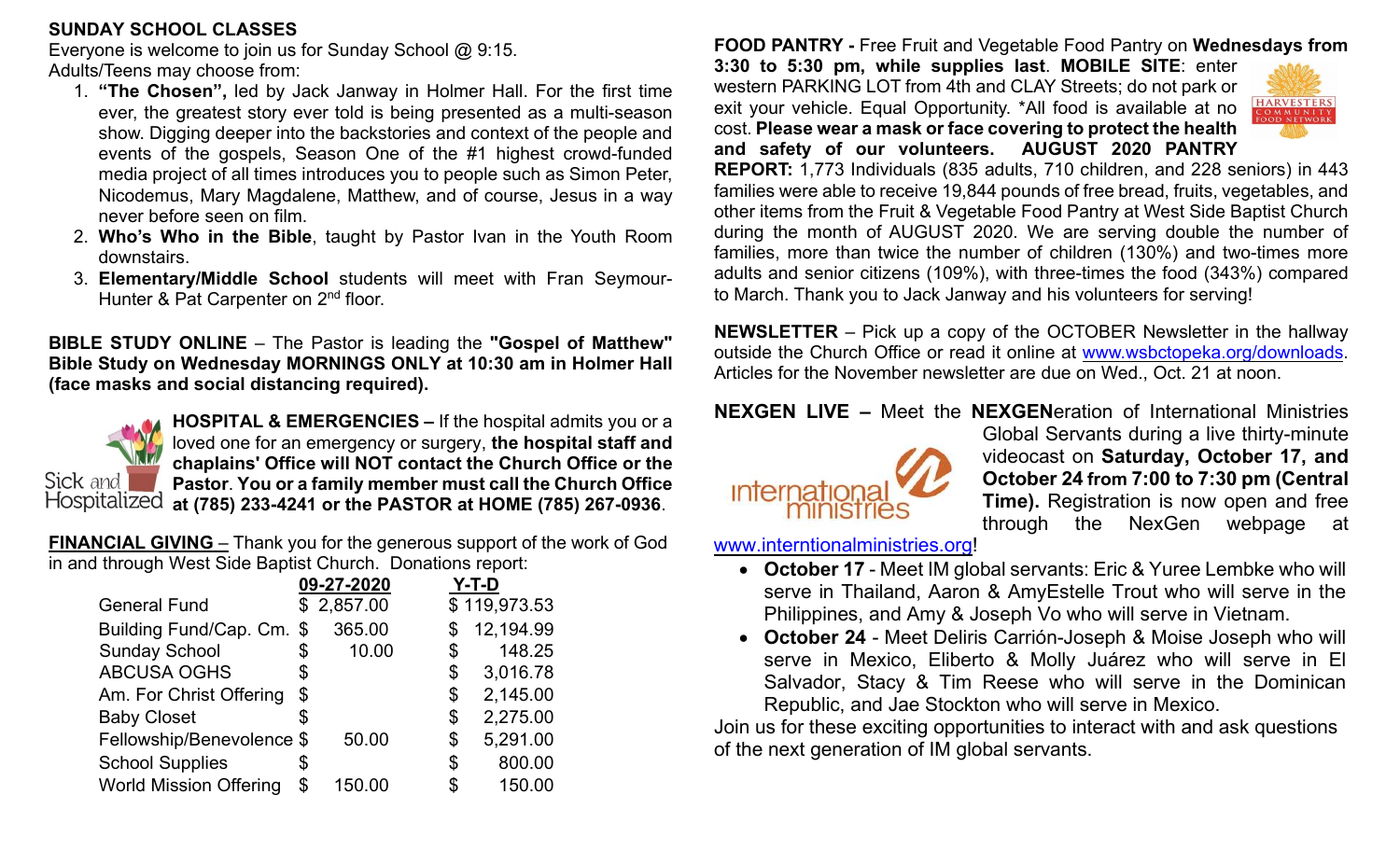**SUNDAY SCHOOL CLASSES**

Everyone is welcome to join us for Sunday School @ 9:15.
Adults/Teens may choose from:

1. **"The Chosen",** led by Jack Janway in Holmer Hall. For the first time ever, the greatest story ever told is being presented as a multi-season show. Digging deeper into the backstories and context of the people and events of the gospels, Season One of the #1 highest crowd-funded media project of all times introduces you to people such as Simon Peter, Nicodemus, Mary Magdalene, Matthew, and of course, Jesus in a way never before seen on film.
2. **Who's Who in the Bible**, taught by Pastor Ivan in the Youth Room downstairs.
3. **Elementary/Middle School** students will meet with Fran Seymour-Hunter & Pat Carpenter on 2nd floor.

**BIBLE STUDY ONLINE** – The Pastor is leading the **"Gospel of Matthew" Bible Study on Wednesday MORNINGS ONLY at 10:30 am in Holmer Hall (face masks and social distancing required).**

Sick and Hospitalized

**HOSPITAL & EMERGENCIES –** If the hospital admits you or a loved one for an emergency or surgery, **the hospital staff and chaplains' Office will NOT contact the Church Office or the Pastor**. **You or a family member must call the Church Office at (785) 233-4241 or the PASTOR at HOME (785) 267-0936**.

**FINANCIAL GIVING** – Thank you for the generous support of the work of God in and through West Side Baptist Church. Donations report:

| | 09-27-2020 | Y-T-D |
|---|---|---|
| General Fund | $ 2,857.00 | $ 119,973.53 |
| Building Fund/Cap. Cm. | $ 365.00 | $ 12,194.99 |
| Sunday School | $ 10.00 | $ 148.25 |
| ABCUSA OGHS | $ | $ 3,016.78 |
| Am. For Christ Offering | $ | $ 2,145.00 |
| Baby Closet | $ | $ 2,275.00 |
| Fellowship/Benevolence | $ 50.00 | $ 5,291.00 |
| School Supplies | $ | $ 800.00 |
| World Mission Offering | $ 150.00 | $ 150.00 |

**FOOD PANTRY -** Free Fruit and Vegetable Food Pantry on **Wednesdays from 3:30 to 5:30 pm, while supplies last**. **MOBILE SITE**: enter western PARKING LOT from 4th and CLAY Streets; do not park or exit your vehicle. Equal Opportunity. *All food is available at no cost. **Please wear a mask or face covering to protect the health and safety of our volunteers. AUGUST 2020 PANTRY REPORT:** 1,773 Individuals (835 adults, 710 children, and 228 seniors) in 443 families were able to receive 19,844 pounds of free bread, fruits, vegetables, and other items from the Fruit & Vegetable Food Pantry at West Side Baptist Church during the month of AUGUST 2020. We are serving double the number of families, more than twice the number of children (130%) and two-times more adults and senior citizens (109%), with three-times the food (343%) compared to March. Thank you to Jack Janway and his volunteers for serving!

**NEWSLETTER** – Pick up a copy of the OCTOBER Newsletter in the hallway outside the Church Office or read it online at www.wsbctopeka.org/downloads. Articles for the November newsletter are due on Wed., Oct. 21 at noon.

**NEXGEN LIVE –** Meet the **NEXGEN**eration of International Ministries Global Servants during a live thirty-minute videocast on **Saturday, October 17, and October 24 from 7:00 to 7:30 pm (Central Time).** Registration is now open and free through the NexGen webpage at www.interntionalministries.org!

- **October 17** - Meet IM global servants: Eric & Yuree Lembke who will serve in Thailand, Aaron & AmyEstelle Trout who will serve in the Philippines, and Amy & Joseph Vo who will serve in Vietnam.
- **October 24** - Meet Deliris Carrión-Joseph & Moise Joseph who will serve in Mexico, Eliberto & Molly Juárez who will serve in El Salvador, Stacy & Tim Reese who will serve in the Dominican Republic, and Jae Stockton who will serve in Mexico.

Join us for these exciting opportunities to interact with and ask questions of the next generation of IM global servants.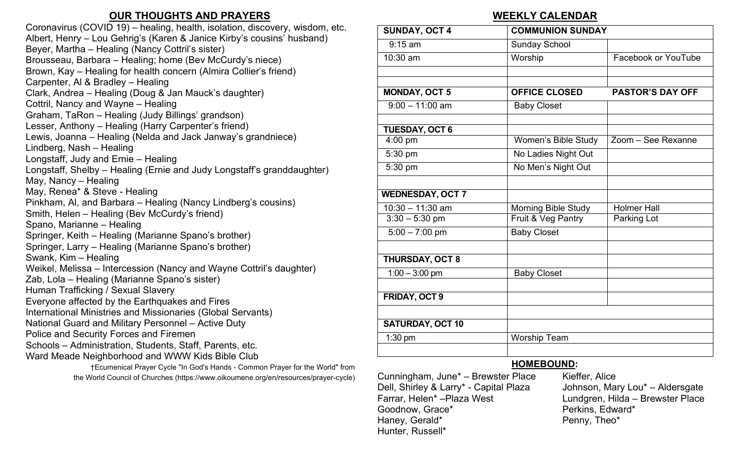## OUR THOUGHTS AND PRAYERS

Coronavirus (COVID 19) – healing, health, isolation, discovery, wisdom, etc.
Albert, Henry – Lou Gehrig's (Karen & Janice Kirby's cousins' husband)
Beyer, Martha – Healing (Nancy Cottril's sister)
Brousseau, Barbara – Healing; home (Bev McCurdy's niece)
Brown, Kay – Healing for health concern (Almira Collier's friend)
Carpenter, Al & Bradley – Healing
Clark, Andrea – Healing (Doug & Jan Mauck's daughter)
Cottril, Nancy and Wayne – Healing
Graham, TaRon – Healing (Judy Billings' grandson)
Lesser, Anthony – Healing (Harry Carpenter's friend)
Lewis, Joanna – Healing (Nelda and Jack Janway's grandniece)
Lindberg, Nash – Healing
Longstaff, Judy and Ernie – Healing
Longstaff, Shelby – Healing (Ernie and Judy Longstaff's granddaughter)
May, Nancy – Healing
May, Renea* & Steve - Healing
Pinkham, Al, and Barbara – Healing (Nancy Lindberg's cousins)
Smith, Helen – Healing (Bev McCurdy's friend)
Spano, Marianne – Healing
Springer, Keith – Healing (Marianne Spano's brother)
Springer, Larry – Healing (Marianne Spano's brother)
Swank, Kim – Healing
Weikel, Melissa – Intercession (Nancy and Wayne Cottril's daughter)
Zab, Lola – Healing (Marianne Spano's sister)
Human Trafficking / Sexual Slavery
Everyone affected by the Earthquakes and Fires
International Ministries and Missionaries (Global Servants)
National Guard and Military Personnel – Active Duty
Police and Security Forces and Firemen
Schools – Administration, Students, Staff, Parents, etc.
Ward Meade Neighborhood and WWW Kids Bible Club

†Ecumenical Prayer Cycle "In God's Hands - Common Prayer for the World" from the World Council of Churches (https://www.oikoumene.org/en/resources/prayer-cycle)

## WEEKLY CALENDAR

| | | |
|---|---|---|
| **SUNDAY, OCT 4** | **COMMUNION SUNDAY** | |
| 9:15 am | Sunday School | |
| 10:30 am | Worship | Facebook or YouTube |
| | | |
| | | |
| **MONDAY, OCT 5** | **OFFICE CLOSED** | **PASTOR'S DAY OFF** |
| 9:00 – 11:00 am | Baby Closet | |
| | | |
| **TUESDAY, OCT 6** | | |
| 4:00 pm | Women's Bible Study | Zoom – See Rexanne |
| 5:30 pm | No Ladies Night Out | |
| 5:30 pm | No Men's Night Out | |
| | | |
| **WEDNESDAY, OCT 7** | | |
| 10:30 – 11:30 am | Morning Bible Study | Holmer Hall |
| 3:30 – 5:30 pm | Fruit & Veg Pantry | Parking Lot |
| 5:00 – 7:00 pm | Baby Closet | |
| | | |
| **THURSDAY, OCT 8** | | |
| 1:00 – 3:00 pm | Baby Closet | |
| | | |
| **FRIDAY, OCT 9** | | |
| | | |
| **SATURDAY, OCT 10** | | |
| 1:30 pm | Worship Team | |
| | | |

## HOMEBOUND:

Cunningham, June* – Brewster Place
Dell, Shirley & Larry* - Capital Plaza
Farrar, Helen* –Plaza West
Goodnow, Grace*
Haney, Gerald*
Hunter, Russell*
Kieffer, Alice
Johnson, Mary Lou* – Aldersgate
Lundgren, Hilda – Brewster Place
Perkins, Edward*
Penny, Theo*